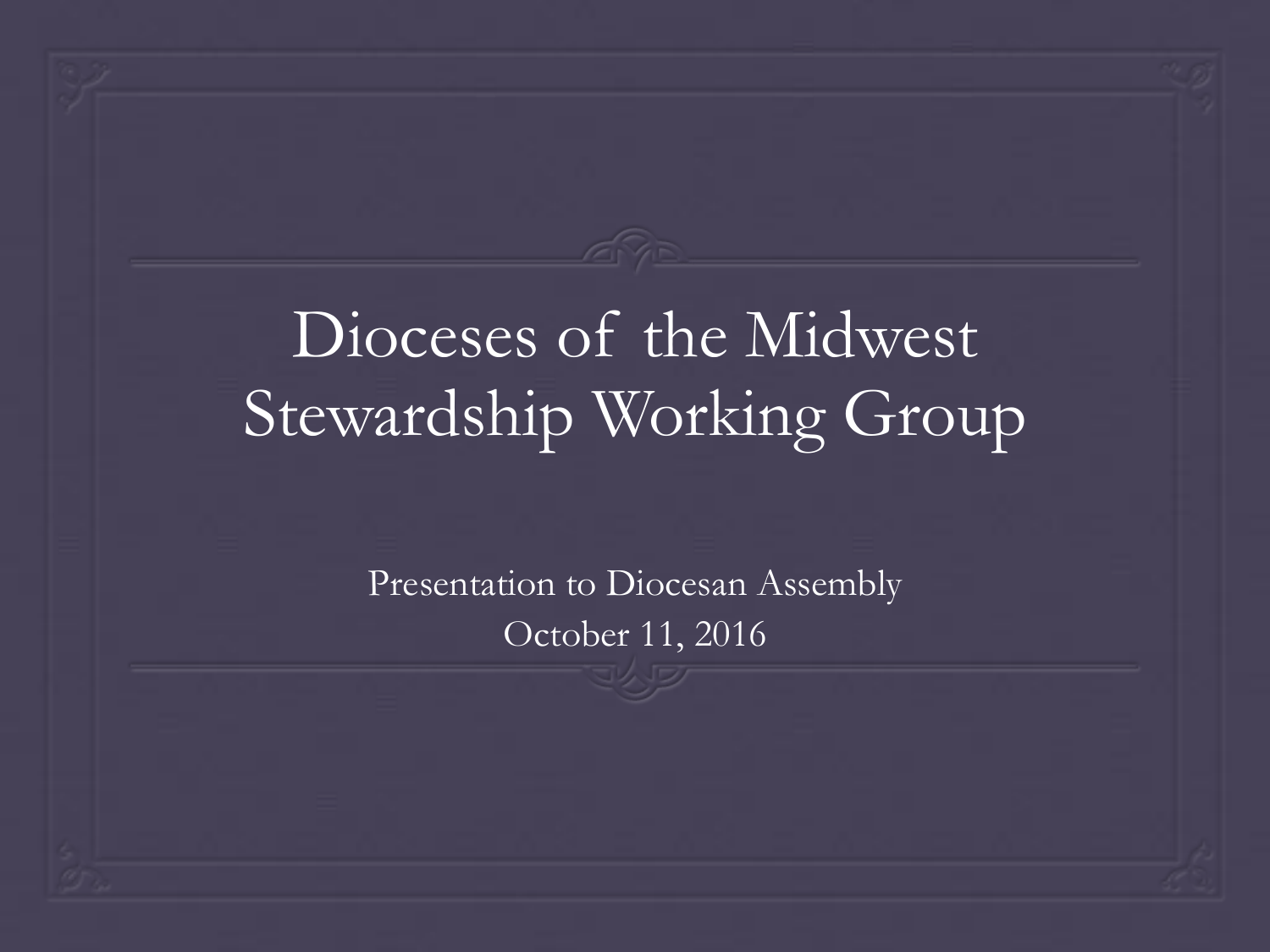# Dioceses of the Midwest Stewardship Working Group

Presentation to Diocesan Assembly
October 11, 2016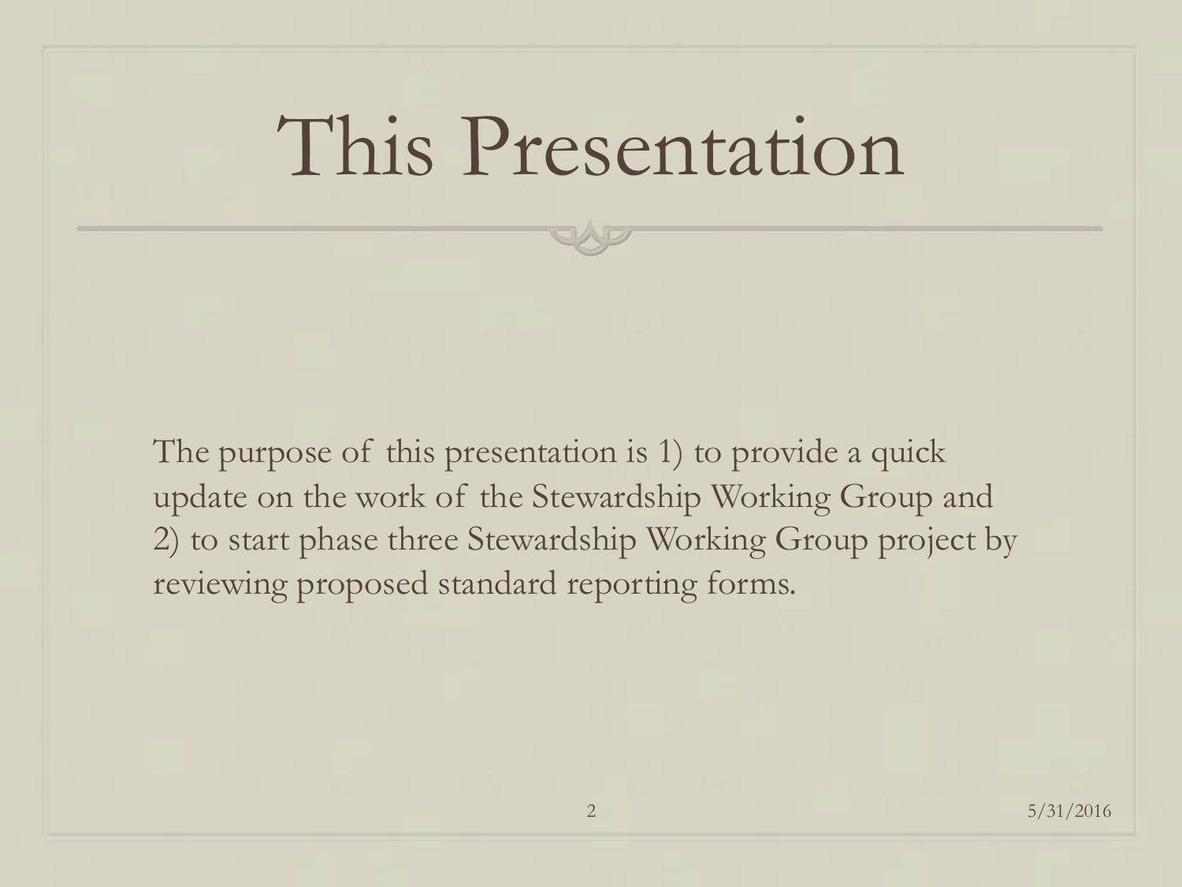# This Presentation

The purpose of this presentation is 1) to provide a quick update on the work of the Stewardship Working Group and 2) to start phase three Stewardship Working Group project by reviewing proposed standard reporting forms.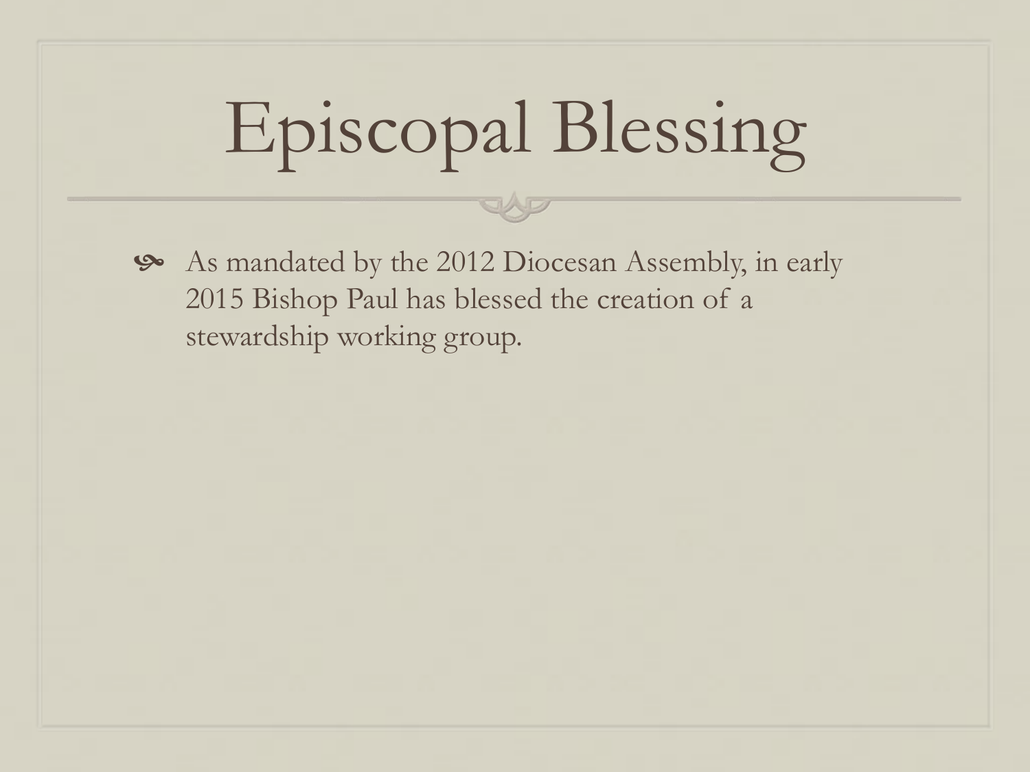# Episcopal Blessing

- As mandated by the 2012 Diocesan Assembly, in early 2015 Bishop Paul has blessed the creation of a stewardship working group.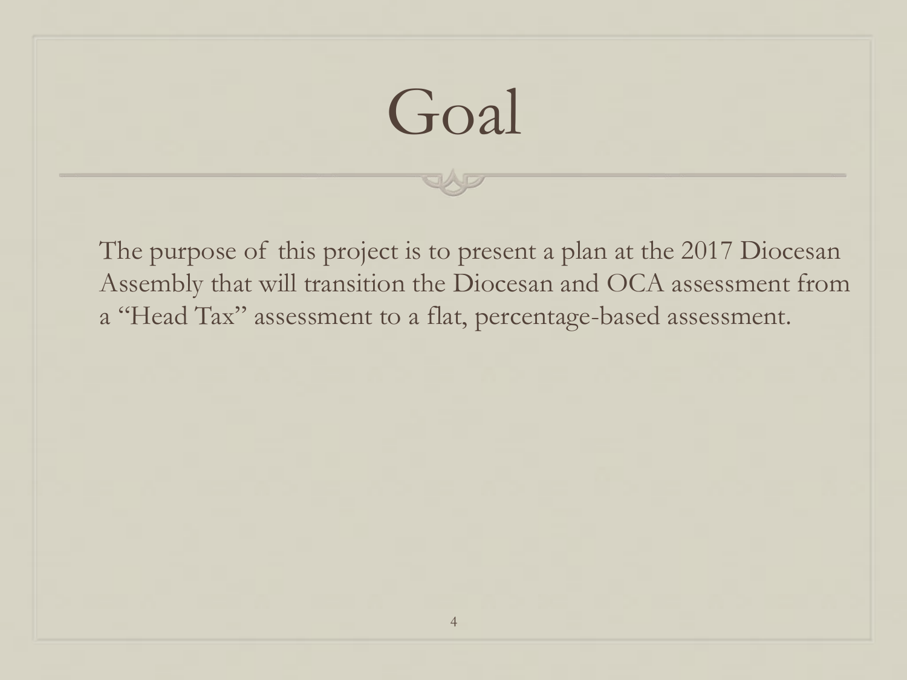# Goal

The purpose of this project is to present a plan at the 2017 Diocesan Assembly that will transition the Diocesan and OCA assessment from a "Head Tax" assessment to a flat, percentage-based assessment.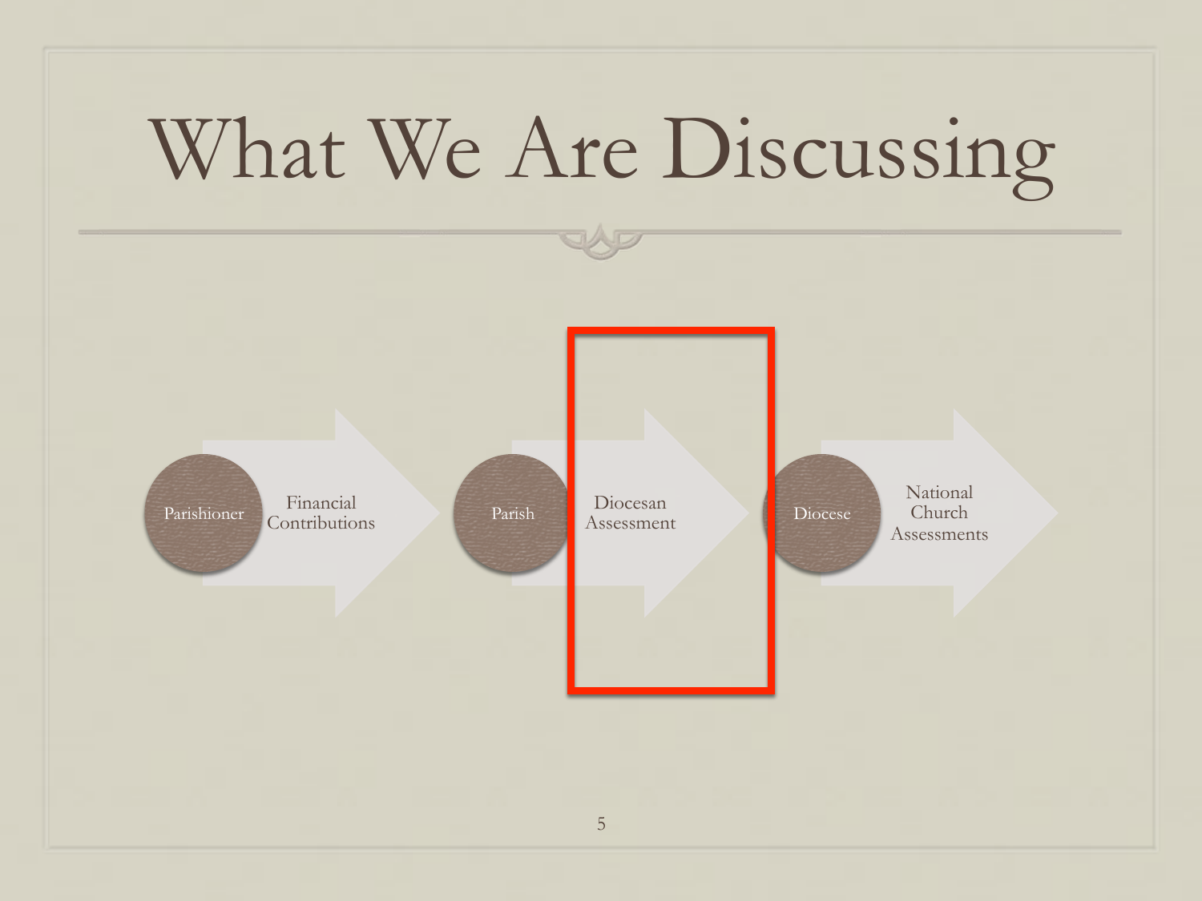# What We Are Discussing

Parishioner → Financial Contributions → Parish → Diocesan Assessment → Diocese → National Church Assessments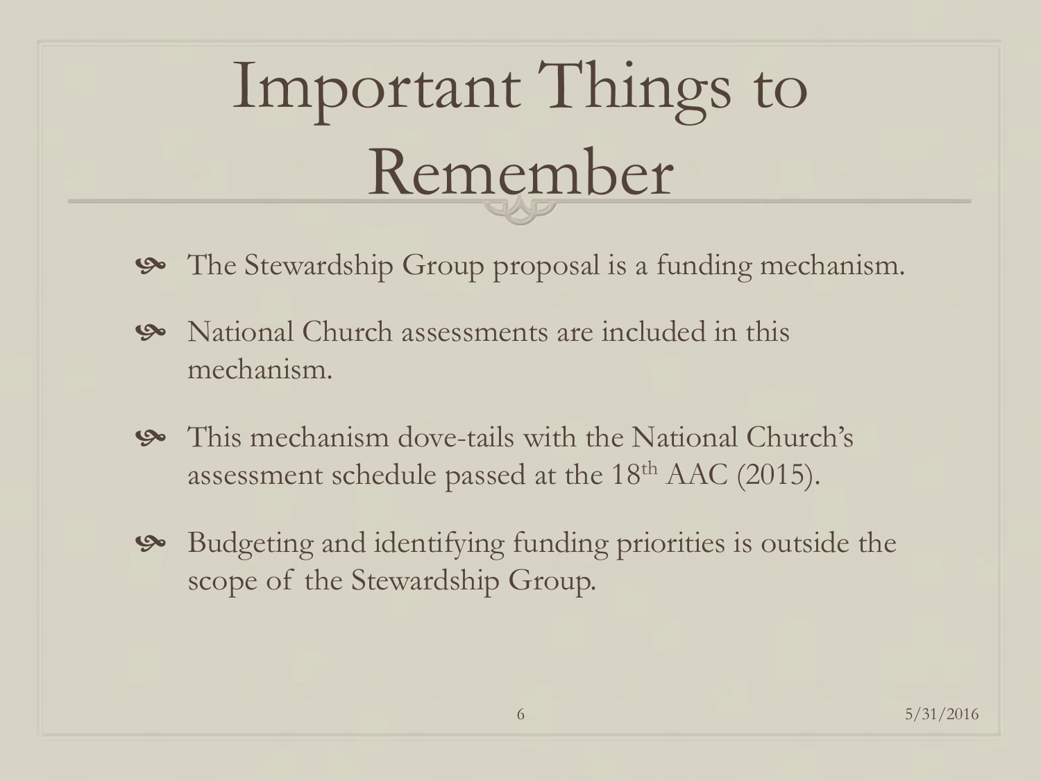# Important Things to Remember

- The Stewardship Group proposal is a funding mechanism.
- National Church assessments are included in this mechanism.
- This mechanism dove-tails with the National Church's assessment schedule passed at the 18th AAC (2015).
- Budgeting and identifying funding priorities is outside the scope of the Stewardship Group.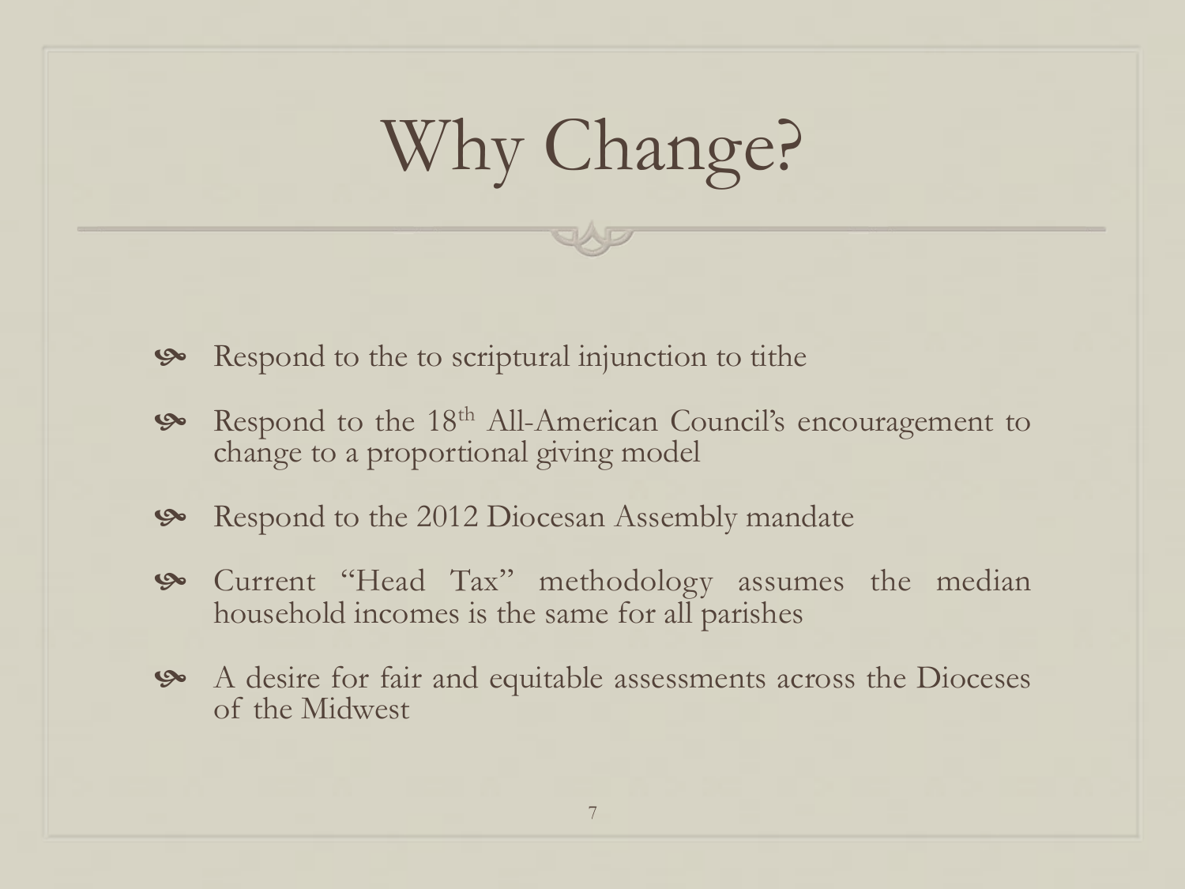# Why Change?

- Respond to the to scriptural injunction to tithe
- Respond to the 18th All-American Council's encouragement to change to a proportional giving model
- Respond to the 2012 Diocesan Assembly mandate
- Current "Head Tax" methodology assumes the median household incomes is the same for all parishes
- A desire for fair and equitable assessments across the Dioceses of the Midwest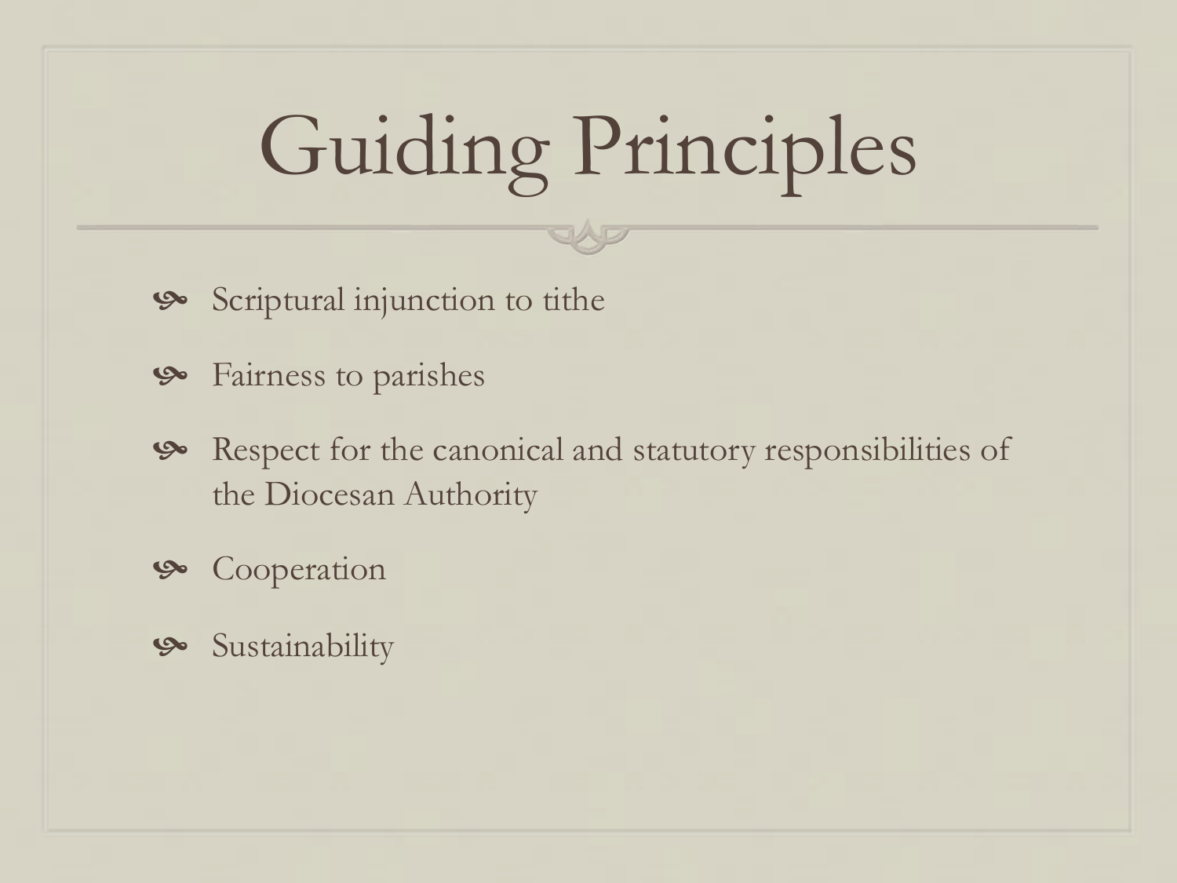# Guiding Principles

- Scriptural injunction to tithe
- Fairness to parishes
- Respect for the canonical and statutory responsibilities of the Diocesan Authority
- Cooperation
- Sustainability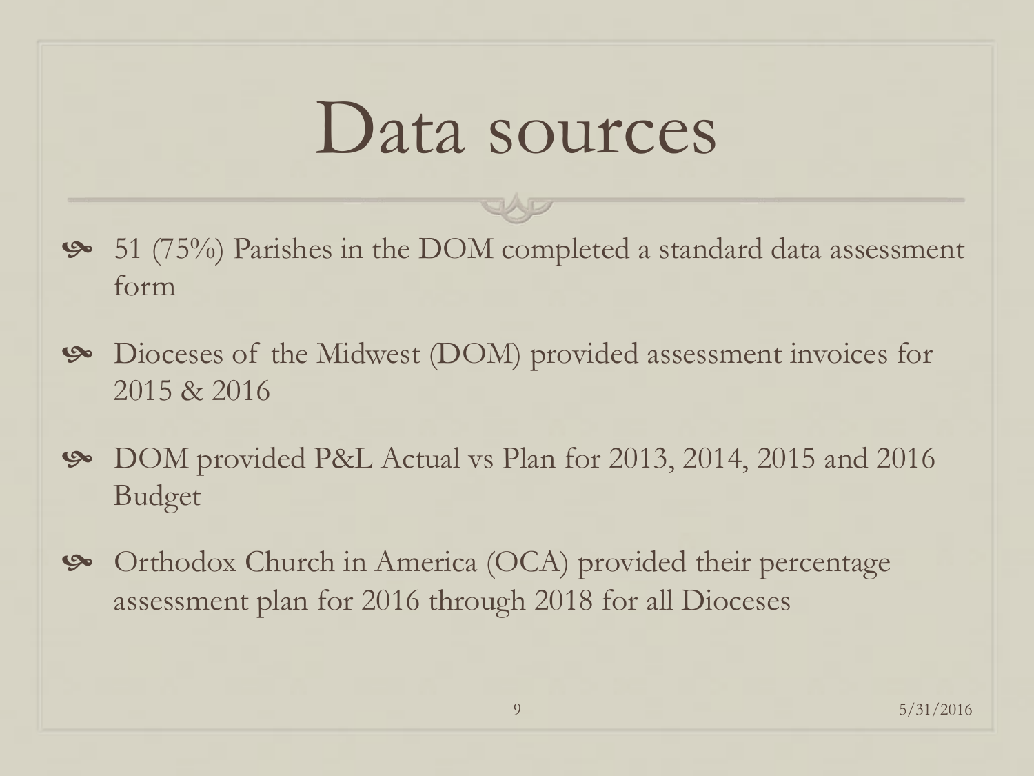# Data sources

- 51 (75%) Parishes in the DOM completed a standard data assessment form
- Dioceses of the Midwest (DOM) provided assessment invoices for 2015 & 2016
- DOM provided P&L Actual vs Plan for 2013, 2014, 2015 and 2016 Budget
- Orthodox Church in America (OCA) provided their percentage assessment plan for 2016 through 2018 for all Dioceses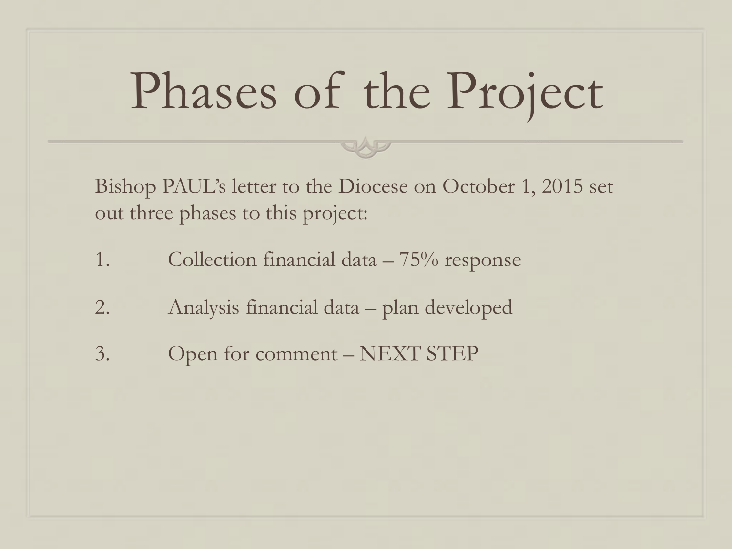# Phases of the Project

Bishop PAUL's letter to the Diocese on October 1, 2015 set out three phases to this project:

1. Collection financial data – 75% response
2. Analysis financial data – plan developed
3. Open for comment – NEXT STEP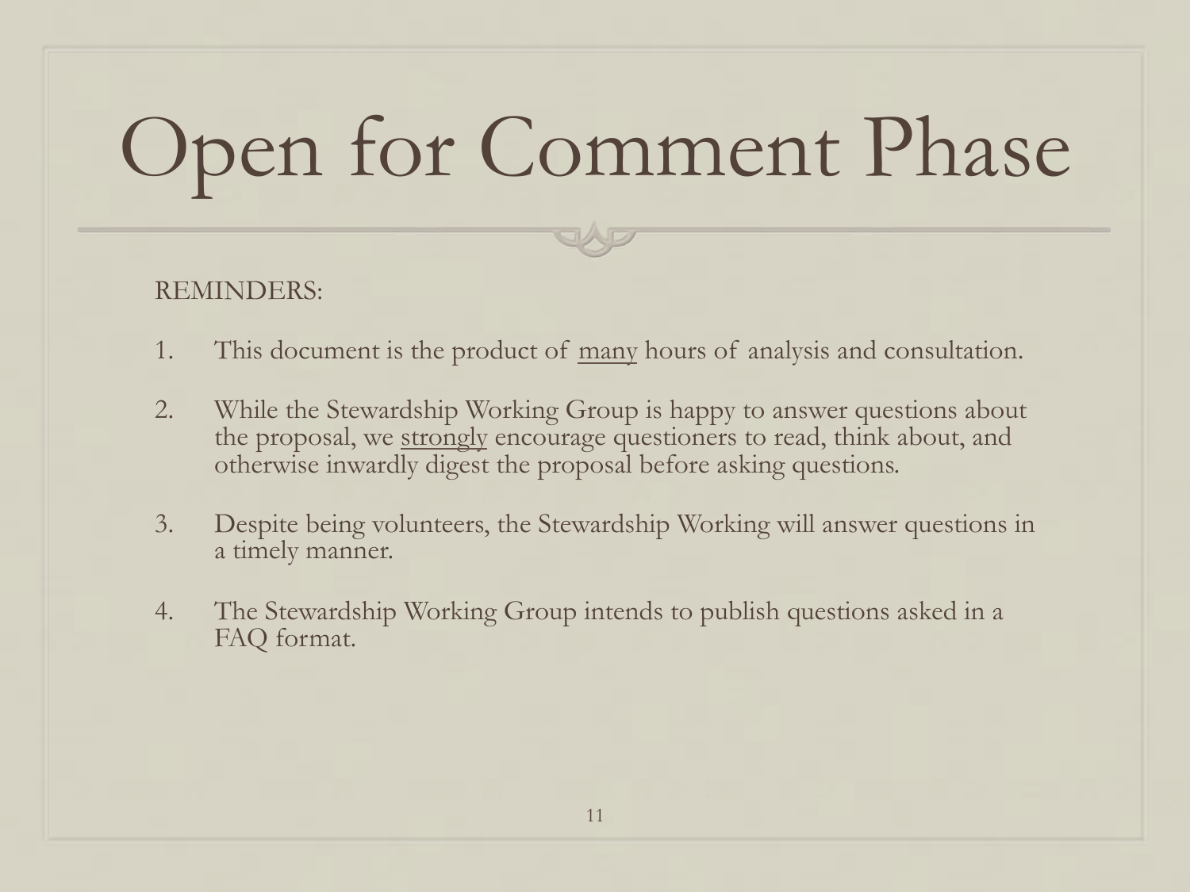# Open for Comment Phase

REMINDERS:

1. This document is the product of <u>many</u> hours of analysis and consultation.

2. While the Stewardship Working Group is happy to answer questions about the proposal, we <u>strongly</u> encourage questioners to read, think about, and otherwise inwardly digest the proposal before asking questions.

3. Despite being volunteers, the Stewardship Working will answer questions in a timely manner.

4. The Stewardship Working Group intends to publish questions asked in a FAQ format.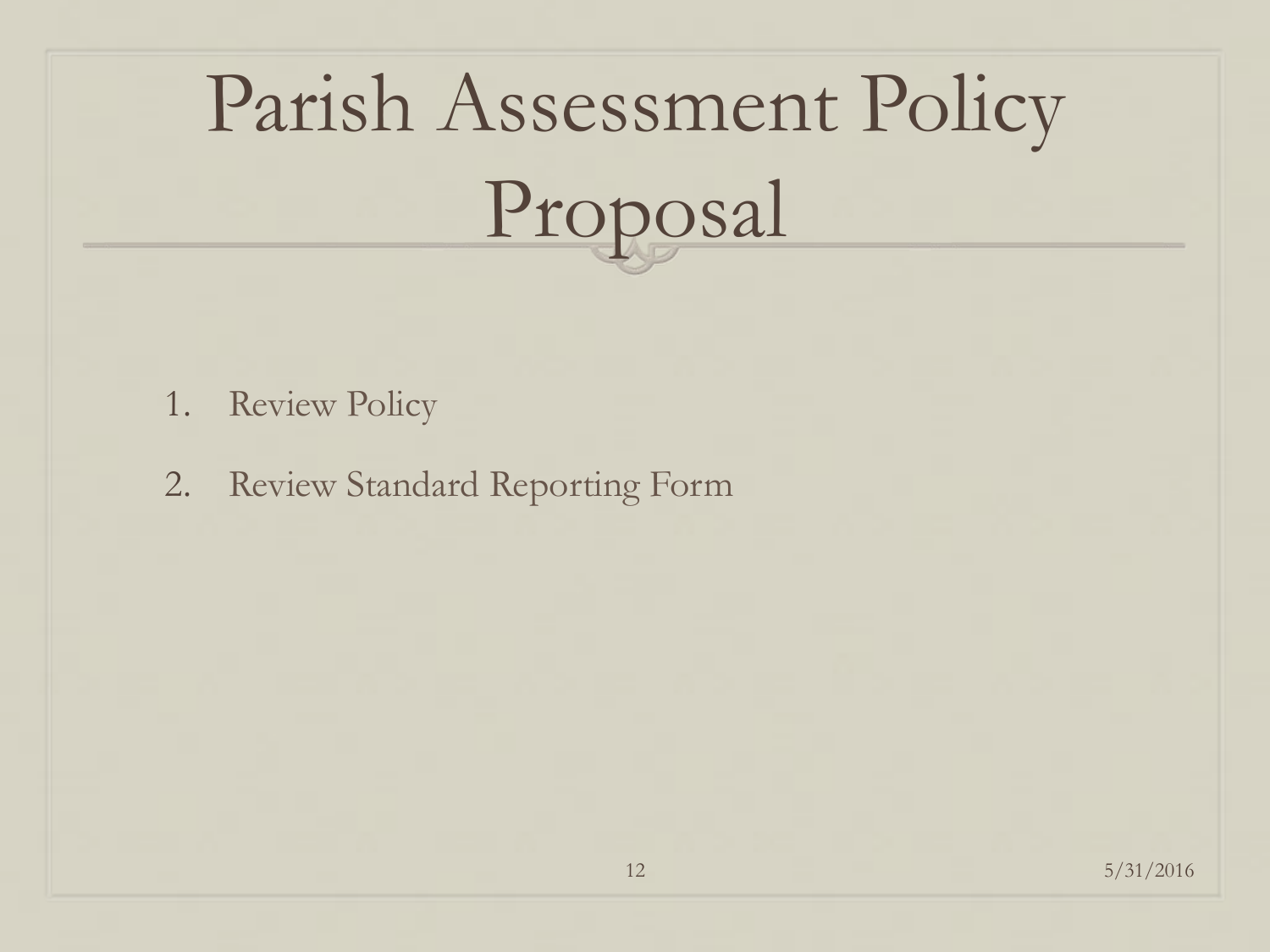# Parish Assessment Policy Proposal

1. Review Policy
2. Review Standard Reporting Form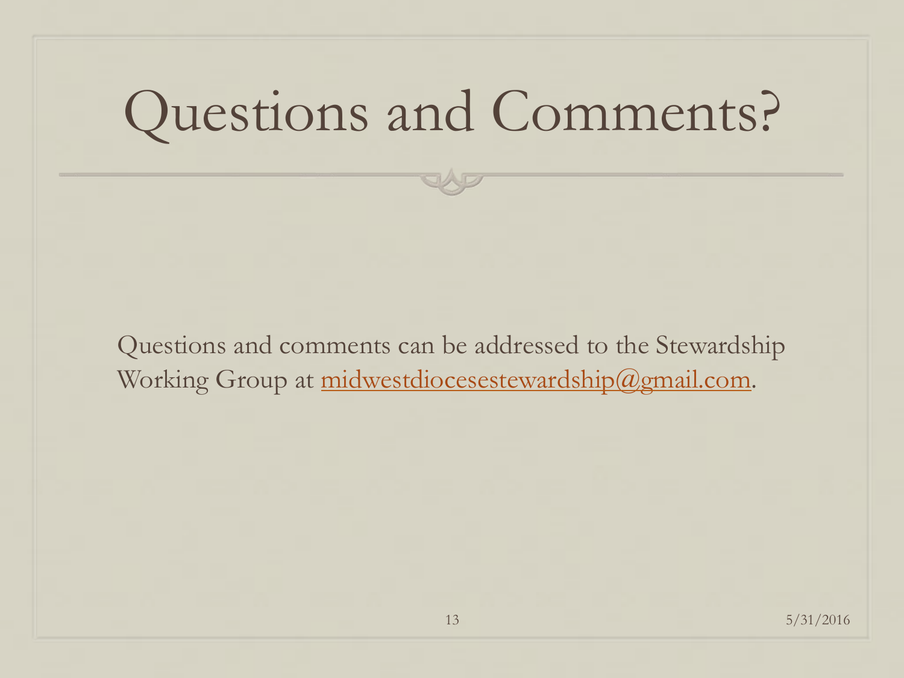# Questions and Comments?

Questions and comments can be addressed to the Stewardship Working Group at midwestdiocesestewardship@gmail.com.